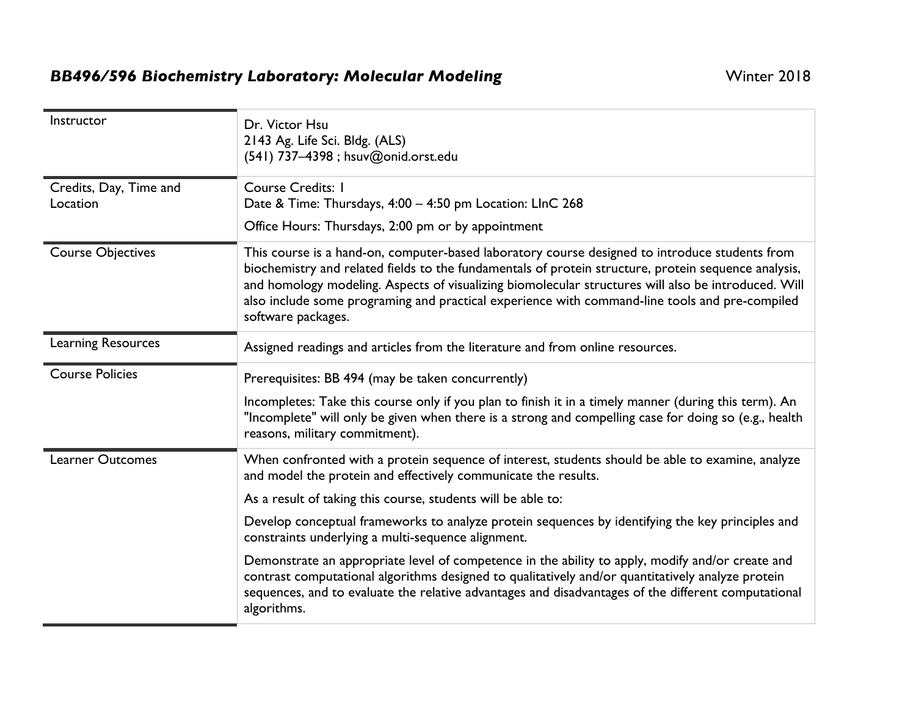## ***BB496/596 Biochemistry Laboratory: Molecular Modeling*** Winter 2018

| | |
|---|---|
| Instructor | Dr. Victor Hsu<br>2143 Ag. Life Sci. Bldg. (ALS)<br>(541) 737–4398 ; hsuv@onid.orst.edu |
| Credits, Day, Time and Location | Course Credits: 1<br>Date & Time: Thursdays, 4:00 – 4:50 pm Location: LInC 268<br>Office Hours: Thursdays, 2:00 pm or by appointment |
| Course Objectives | This course is a hand-on, computer-based laboratory course designed to introduce students from biochemistry and related fields to the fundamentals of protein structure, protein sequence analysis, and homology modeling. Aspects of visualizing biomolecular structures will also be introduced. Will also include some programing and practical experience with command-line tools and pre-compiled software packages. |
| Learning Resources | Assigned readings and articles from the literature and from online resources. |
| Course Policies | Prerequisites: BB 494 (may be taken concurrently)<br>Incompletes: Take this course only if you plan to finish it in a timely manner (during this term). An "Incomplete" will only be given when there is a strong and compelling case for doing so (e.g., health reasons, military commitment). |
| Learner Outcomes | When confronted with a protein sequence of interest, students should be able to examine, analyze and model the protein and effectively communicate the results.<br>As a result of taking this course, students will be able to:<br>Develop conceptual frameworks to analyze protein sequences by identifying the key principles and constraints underlying a multi-sequence alignment.<br>Demonstrate an appropriate level of competence in the ability to apply, modify and/or create and contrast computational algorithms designed to qualitatively and/or quantitatively analyze protein sequences, and to evaluate the relative advantages and disadvantages of the different computational algorithms. |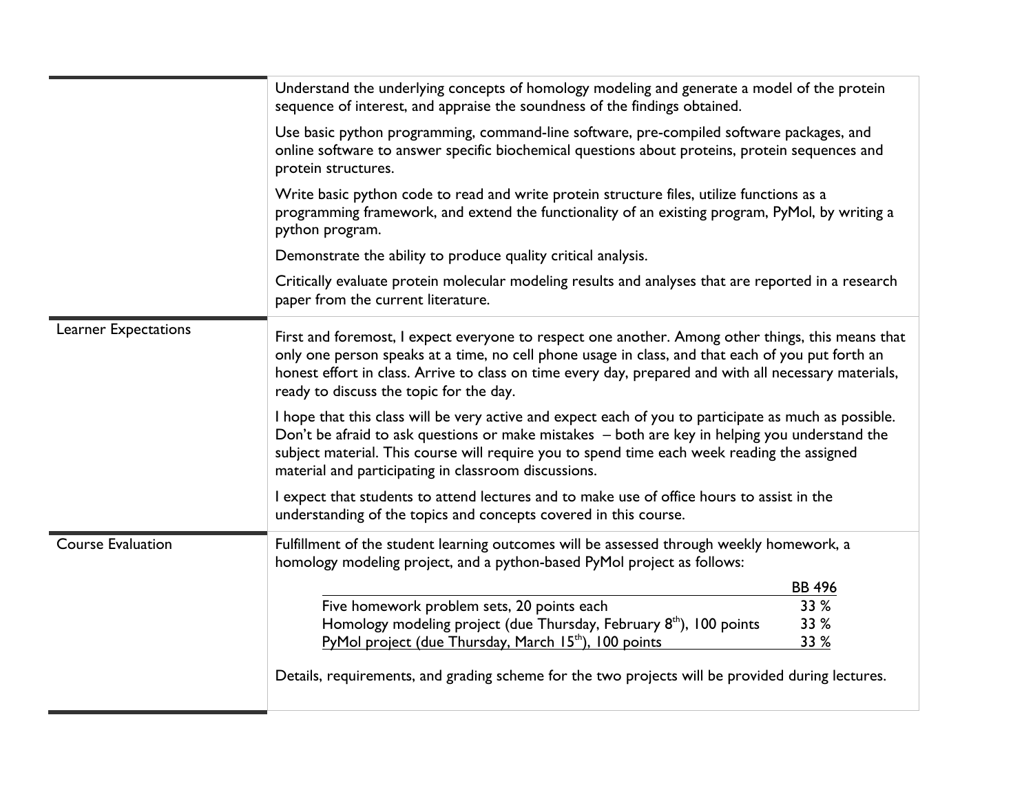Understand the underlying concepts of homology modeling and generate a model of the protein sequence of interest, and appraise the soundness of the findings obtained.

Use basic python programming, command-line software, pre-compiled software packages, and online software to answer specific biochemical questions about proteins, protein sequences and protein structures.

Write basic python code to read and write protein structure files, utilize functions as a programming framework, and extend the functionality of an existing program, PyMol, by writing a python program.

Demonstrate the ability to produce quality critical analysis.

Critically evaluate protein molecular modeling results and analyses that are reported in a research paper from the current literature.

## Learner Expectations

First and foremost, I expect everyone to respect one another. Among other things, this means that only one person speaks at a time, no cell phone usage in class, and that each of you put forth an honest effort in class. Arrive to class on time every day, prepared and with all necessary materials, ready to discuss the topic for the day.

I hope that this class will be very active and expect each of you to participate as much as possible. Don't be afraid to ask questions or make mistakes – both are key in helping you understand the subject material. This course will require you to spend time each week reading the assigned material and participating in classroom discussions.

I expect that students to attend lectures and to make use of office hours to assist in the understanding of the topics and concepts covered in this course.

## Course Evaluation

Fulfillment of the student learning outcomes will be assessed through weekly homework, a homology modeling project, and a python-based PyMol project as follows:

| | BB 496 |
|---|---|
| Five homework problem sets, 20 points each | 33 % |
| Homology modeling project (due Thursday, February 8th), 100 points | 33 % |
| PyMol project (due Thursday, March 15th), 100 points | 33 % |

Details, requirements, and grading scheme for the two projects will be provided during lectures.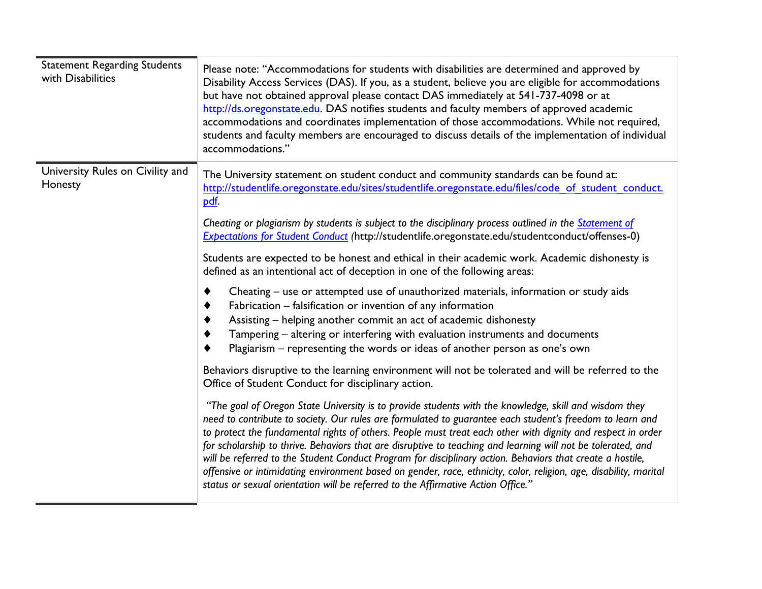| | |
|---|---|
| Statement Regarding Students with Disabilities | Please note: "Accommodations for students with disabilities are determined and approved by Disability Access Services (DAS). If you, as a student, believe you are eligible for accommodations but have not obtained approval please contact DAS immediately at 541-737-4098 or at [http://ds.oregonstate.edu](http://ds.oregonstate.edu). DAS notifies students and faculty members of approved academic accommodations and coordinates implementation of those accommodations. While not required, students and faculty members are encouraged to discuss details of the implementation of individual accommodations." |
| University Rules on Civility and Honesty | The University statement on student conduct and community standards can be found at: [http://studentlife.oregonstate.edu/sites/studentlife.oregonstate.edu/files/code_of_student_conduct.pdf](http://studentlife.oregonstate.edu/sites/studentlife.oregonstate.edu/files/code_of_student_conduct.pdf).<br><br>*Cheating or plagiarism by students is subject to the disciplinary process outlined in the [Statement of Expectations for Student Conduct](http://studentlife.oregonstate.edu/studentconduct/offenses-0) (*http://studentlife.oregonstate.edu/studentconduct/offenses-0)<br><br>Students are expected to be honest and ethical in their academic work. Academic dishonesty is defined as an intentional act of deception in one of the following areas:<br><br>♦ Cheating – use or attempted use of unauthorized materials, information or study aids<br>♦ Fabrication – falsification or invention of any information<br>♦ Assisting – helping another commit an act of academic dishonesty<br>♦ Tampering – altering or interfering with evaluation instruments and documents<br>♦ Plagiarism – representing the words or ideas of another person as one's own<br><br>Behaviors disruptive to the learning environment will not be tolerated and will be referred to the Office of Student Conduct for disciplinary action.<br><br>*"The goal of Oregon State University is to provide students with the knowledge, skill and wisdom they need to contribute to society. Our rules are formulated to guarantee each student's freedom to learn and to protect the fundamental rights of others. People must treat each other with dignity and respect in order for scholarship to thrive. Behaviors that are disruptive to teaching and learning will not be tolerated, and will be referred to the Student Conduct Program for disciplinary action. Behaviors that create a hostile, offensive or intimidating environment based on gender, race, ethnicity, color, religion, age, disability, marital status or sexual orientation will be referred to the Affirmative Action Office."* |